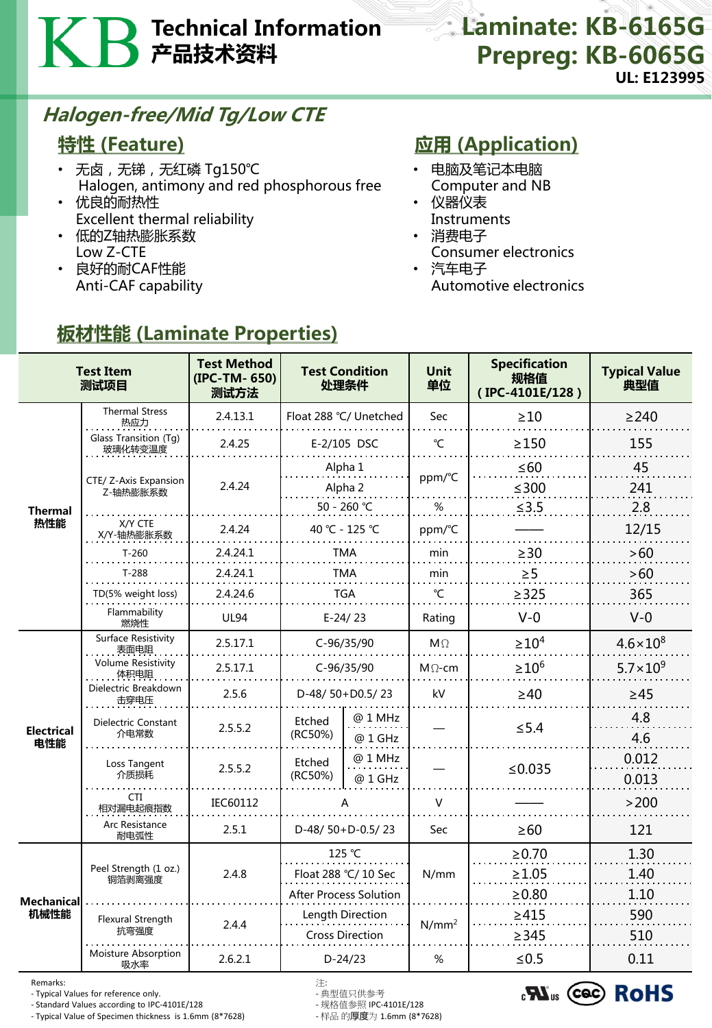# KB Technical Information 产品技术资料

# Laminate: KB-6165G
# Prepreg: KB-6065G

**UL: E123995**

## *Halogen-free/Mid Tg/Low CTE*

## 特性 (Feature)

- 无卤，无锑，无红磷 Tg150℃
  Halogen, antimony and red phosphorous free
- 优良的耐热性
  Excellent thermal reliability
- 低的Z轴热膨胀系数
  Low Z-CTE
- 良好的耐CAF性能
  Anti-CAF capability

## 应用 (Application)

- 电脑及笔记本电脑
  Computer and NB
- 仪器仪表
  Instruments
- 消费电子
  Consumer electronics
- 汽车电子
  Automotive electronics

## 板材性能 (Laminate Properties)

| Test Item 测试项目 | | Test Method (IPC-TM- 650) 测试方法 | Test Condition 处理条件 | | Unit 单位 | Specification 规格值 (IPC-4101E/128) | Typical Value 典型值 |
|---|---|---|---|---|---|---|---|
| Thermal 热性能 | Thermal Stress 热应力 | 2.4.13.1 | Float 288 ℃/ Unetched | | Sec | ≥10 | ≥240 |
| | Glass Transition (Tg) 玻璃化转变温度 | 2.4.25 | E-2/105 DSC | | ℃ | ≥150 | 155 |
| | CTE/ Z-Axis Expansion Z-轴热膨胀系数 | 2.4.24 | Alpha 1 | | ppm/℃ | ≤60 | 45 |
| | | | Alpha 2 | | ppm/℃ | ≤300 | 241 |
| | | | 50 - 260 ℃ | | % | ≤3.5 | 2.8 |
| | X/Y CTE X/Y-轴热膨胀系数 | 2.4.24 | 40 ℃ - 125 ℃ | | ppm/℃ | —— | 12/15 |
| | T-260 | 2.4.24.1 | TMA | | min | ≥30 | >60 |
| | T-288 | 2.4.24.1 | TMA | | min | ≥5 | >60 |
| | TD(5% weight loss) | 2.4.24.6 | TGA | | ℃ | ≥325 | 365 |
| | Flammability 燃烧性 | UL94 | E-24/ 23 | | Rating | V-0 | V-0 |
| Electrical 电性能 | Surface Resistivity 表面电阻 | 2.5.17.1 | C-96/35/90 | | MΩ | $\geq 10^4$ | $4.6\times10^8$ |
| | Volume Resistivity 体积电阻 | 2.5.17.1 | C-96/35/90 | | MΩ-cm | $\geq 10^6$ | $5.7\times10^9$ |
| | Dielectric Breakdown 击穿电压 | 2.5.6 | D-48/ 50+D0.5/ 23 | | kV | ≥40 | ≥45 |
| | Dielectric Constant 介电常数 | 2.5.5.2 | Etched (RC50%) | @ 1 MHz | — | ≤5.4 | 4.8 |
| | | | Etched (RC50%) | @ 1 GHz | — | ≤5.4 | 4.6 |
| | Loss Tangent 介质损耗 | 2.5.5.2 | Etched (RC50%) | @ 1 MHz | — | ≤0.035 | 0.012 |
| | | | Etched (RC50%) | @ 1 GHz | — | ≤0.035 | 0.013 |
| | CTI 相对漏电起痕指数 | IEC60112 | A | | V | —— | >200 |
| | Arc Resistance 耐电弧性 | 2.5.1 | D-48/ 50+D-0.5/ 23 | | Sec | ≥60 | 121 |
| Mechanical 机械性能 | Peel Strength (1 oz.) 铜箔剥离强度 | 2.4.8 | 125 ℃ | | N/mm | ≥0.70 | 1.30 |
| | | | Float 288 ℃/ 10 Sec | | N/mm | ≥1.05 | 1.40 |
| | | | After Process Solution | | N/mm | ≥0.80 | 1.10 |
| | Flexural Strength 抗弯强度 | 2.4.4 | Length Direction | | $N/mm^2$ | ≥415 | 590 |
| | | | Cross Direction | | $N/mm^2$ | ≥345 | 510 |
| | Moisture Absorption 吸水率 | 2.6.2.1 | D-24/23 | | % | ≤0.5 | 0.11 |

Remarks:
- Typical Values for reference only.
- Standard Values according to IPC-4101E/128
- Typical Value of Specimen thickness is 1.6mm (8*7628)

注:
- 典型值只供参考
- 规格值参照 IPC-4101E/128
- 样品 的厚度为 1.6mm (8*7628)

cULus CQC RoHS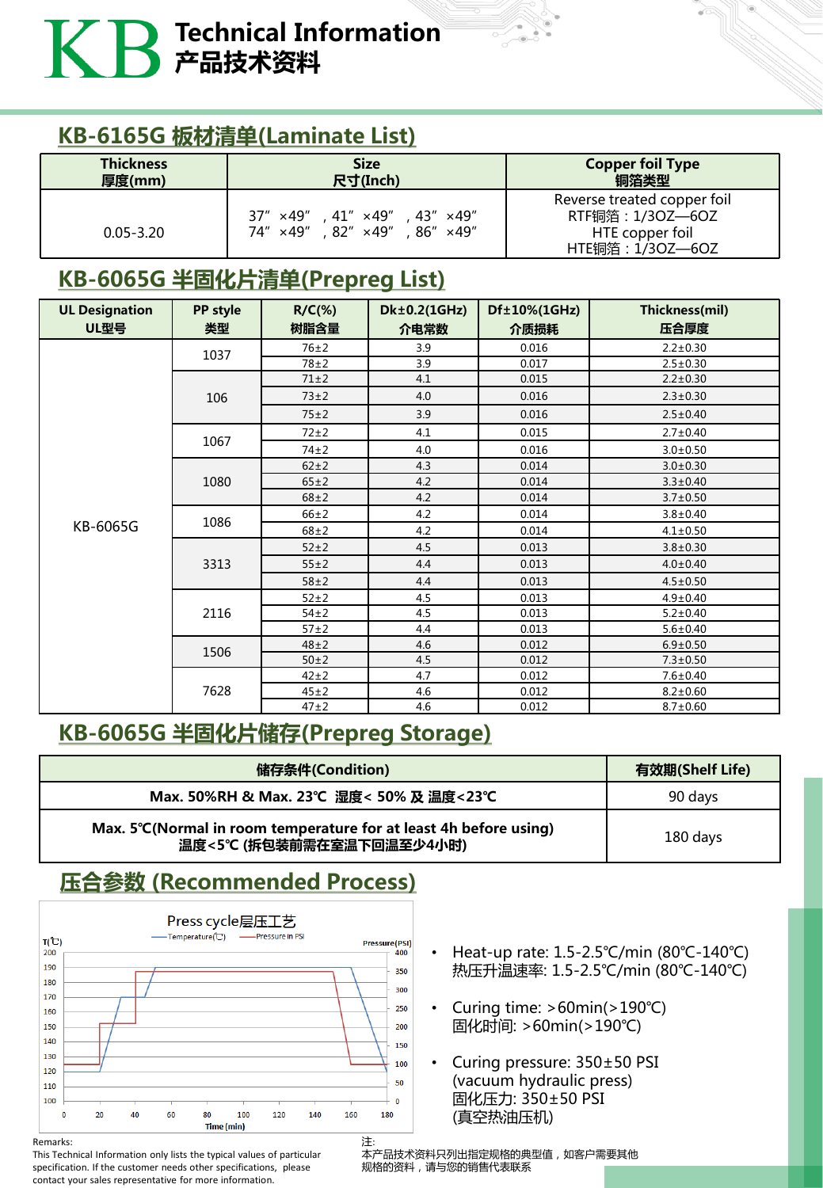# KB Technical Information 产品技术资料

## KB-6165G 板材清单(Laminate List)

| Thickness 厚度(mm) | Size 尺寸(Inch) | Copper foil Type 铜箔类型 |
|---|---|---|
| 0.05-3.20 | 37" ×49" , 41" ×49" , 43" ×49" 74" ×49" , 82" ×49" , 86" ×49" | Reverse treated copper foil RTF铜箔：1/3OZ—6OZ HTE copper foil HTE铜箔：1/3OZ—6OZ |

## KB-6065G 半固化片清单(Prepreg List)

| UL Designation UL型号 | PP style 类型 | R/C(%) 树脂含量 | Dk±0.2(1GHz) 介电常数 | Df±10%(1GHz) 介质损耗 | Thickness(mil) 压合厚度 |
|---|---|---|---|---|---|
| KB-6065G | 1037 | 76±2 | 3.9 | 0.016 | 2.2±0.30 |
| | | 78±2 | 3.9 | 0.017 | 2.5±0.30 |
| | 106 | 71±2 | 4.1 | 0.015 | 2.2±0.30 |
| | | 73±2 | 4.0 | 0.016 | 2.3±0.30 |
| | | 75±2 | 3.9 | 0.016 | 2.5±0.40 |
| | 1067 | 72±2 | 4.1 | 0.015 | 2.7±0.40 |
| | | 74±2 | 4.0 | 0.016 | 3.0±0.50 |
| | 1080 | 62±2 | 4.3 | 0.014 | 3.0±0.30 |
| | | 65±2 | 4.2 | 0.014 | 3.3±0.40 |
| | | 68±2 | 4.2 | 0.014 | 3.7±0.50 |
| | 1086 | 66±2 | 4.2 | 0.014 | 3.8±0.40 |
| | | 68±2 | 4.2 | 0.014 | 4.1±0.50 |
| | 3313 | 52±2 | 4.5 | 0.013 | 3.8±0.30 |
| | | 55±2 | 4.4 | 0.013 | 4.0±0.40 |
| | | 58±2 | 4.4 | 0.013 | 4.5±0.50 |
| | 2116 | 52±2 | 4.5 | 0.013 | 4.9±0.40 |
| | | 54±2 | 4.5 | 0.013 | 5.2±0.40 |
| | | 57±2 | 4.4 | 0.013 | 5.6±0.40 |
| | 1506 | 48±2 | 4.6 | 0.012 | 6.9±0.50 |
| | | 50±2 | 4.5 | 0.012 | 7.3±0.50 |
| | 7628 | 42±2 | 4.7 | 0.012 | 7.6±0.40 |
| | | 45±2 | 4.6 | 0.012 | 8.2±0.60 |
| | | 47±2 | 4.6 | 0.012 | 8.7±0.60 |

## KB-6065G 半固化片储存(Prepreg Storage)

| 储存条件(Condition) | 有效期(Shelf Life) |
|---|---|
| Max. 50%RH & Max. 23℃ 湿度< 50% 及 温度<23℃ | 90 days |
| Max. 5℃(Normal in room temperature for at least 4h before using) 温度<5℃ (拆包装前需在室温下回温至少4小时) | 180 days |

## 压合参数 (Recommended Process)

Press cycle层压工艺

Temperature(℃)

Pressure in PSI

T(℃)

200
190
180
170
160
150
140
130
120
110
100

Pressure(PSI)

400
350
300
250
200
150
100
50
0

0 20 40 60 80 100 120 140 160 180

Time (min)

- Heat-up rate: 1.5-2.5℃/min (80℃-140℃)
  热压升温速率: 1.5-2.5℃/min (80℃-140℃)
- Curing time: >60min(>190℃)
  固化时间: >60min(>190℃)
- Curing pressure: 350±50 PSI
  (vacuum hydraulic press)
  固化压力: 350±50 PSI
  (真空热油压机)

Remarks:
This Technical Information only lists the typical values of particular specification. If the customer needs other specifications, please contact your sales representative for more information.

注:
本产品技术资料只列出指定规格的典型值，如客户需要其他规格的资料，请与您的销售代表联系